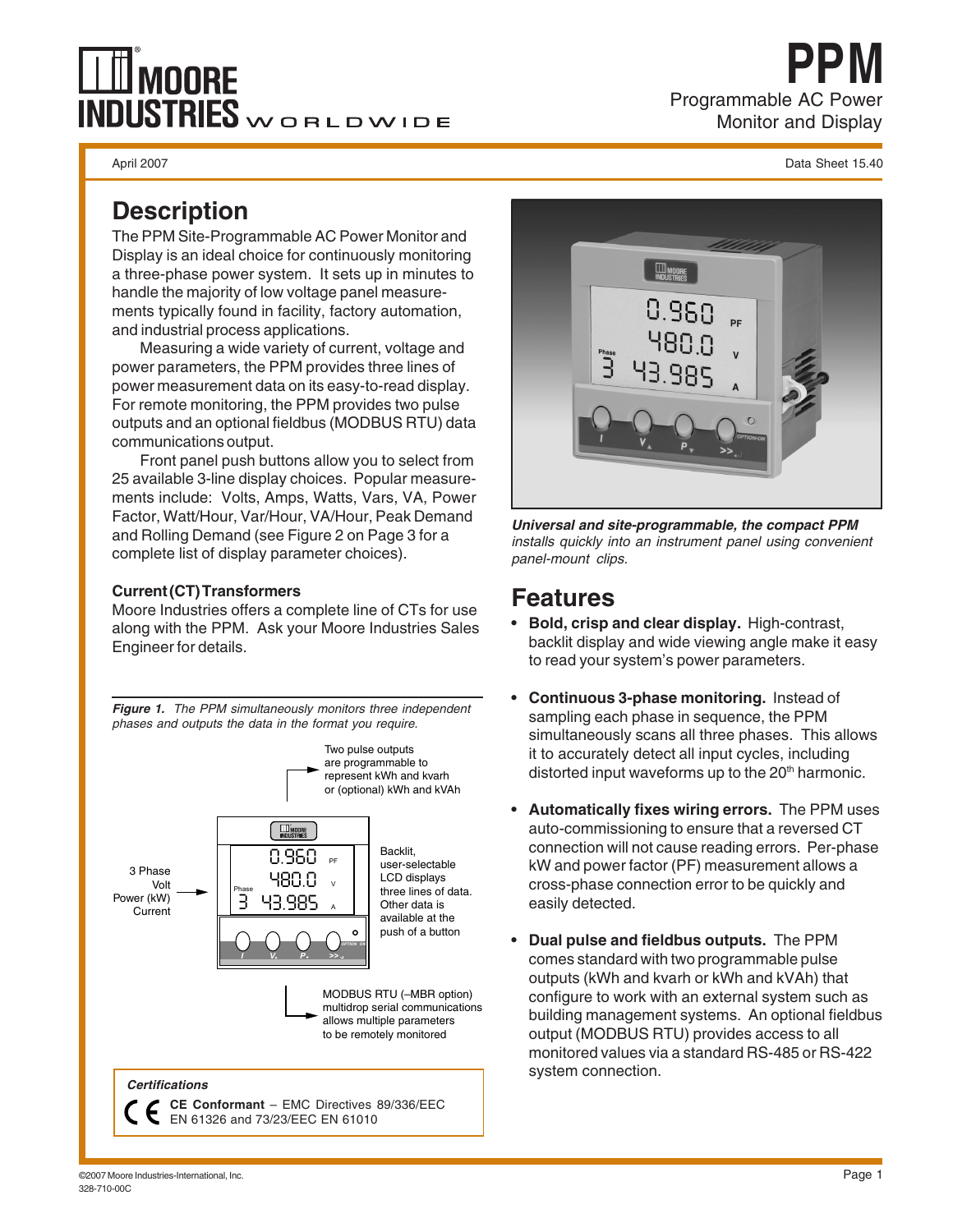# PPM

Programmable AC Power Monitor and Display

April 2007

Data Sheet 15.40

## Description

The PPM Site-Programmable AC Power Monitor and Display is an ideal choice for continuously monitoring a three-phase power system. It sets up in minutes to handle the majority of low voltage panel measurements typically found in facility, factory automation, and industrial process applications.

Measuring a wide variety of current, voltage and power parameters, the PPM provides three lines of power measurement data on its easy-to-read display. For remote monitoring, the PPM provides two pulse outputs and an optional fieldbus (MODBUS RTU) data communications output.

Front panel push buttons allow you to select from 25 available 3-line display choices. Popular measurements include: Volts, Amps, Watts, Vars, VA, Power Factor, Watt/Hour, Var/Hour, VA/Hour, Peak Demand and Rolling Demand (see Figure 2 on Page 3 for a complete list of display parameter choices).

### Current (CT) Transformers

Moore Industries offers a complete line of CTs for use along with the PPM. Ask your Moore Industries Sales Engineer for details.

***Figure 1.*** *The PPM simultaneously monitors three independent phases and outputs the data in the format you require.*

Two pulse outputs are programmable to represent kWh and kvarh or (optional) kWh and kVAh

3 Phase Volt Power (kW) Current

Backlit, user-selectable LCD displays three lines of data. Other data is available at the push of a button

MODBUS RTU (–MBR option) multidrop serial communications allows multiple parameters to be remotely monitored

*Certifications*

**CE Conformant** – EMC Directives 89/336/EEC EN 61326 and 73/23/EEC EN 61010

***Universal and site-programmable, the compact PPM*** *installs quickly into an instrument panel using convenient panel-mount clips.*

## Features

- **Bold, crisp and clear display.** High-contrast, backlit display and wide viewing angle make it easy to read your system's power parameters.
- **Continuous 3-phase monitoring.** Instead of sampling each phase in sequence, the PPM simultaneously scans all three phases. This allows it to accurately detect all input cycles, including distorted input waveforms up to the 20th harmonic.
- **Automatically fixes wiring errors.** The PPM uses auto-commissioning to ensure that a reversed CT connection will not cause reading errors. Per-phase kW and power factor (PF) measurement allows a cross-phase connection error to be quickly and easily detected.
- **Dual pulse and fieldbus outputs.** The PPM comes standard with two programmable pulse outputs (kWh and kvarh or kWh and kVAh) that configure to work with an external system such as building management systems. An optional fieldbus output (MODBUS RTU) provides access to all monitored values via a standard RS-485 or RS-422 system connection.

©2007 Moore Industries-International, Inc.
328-710-00C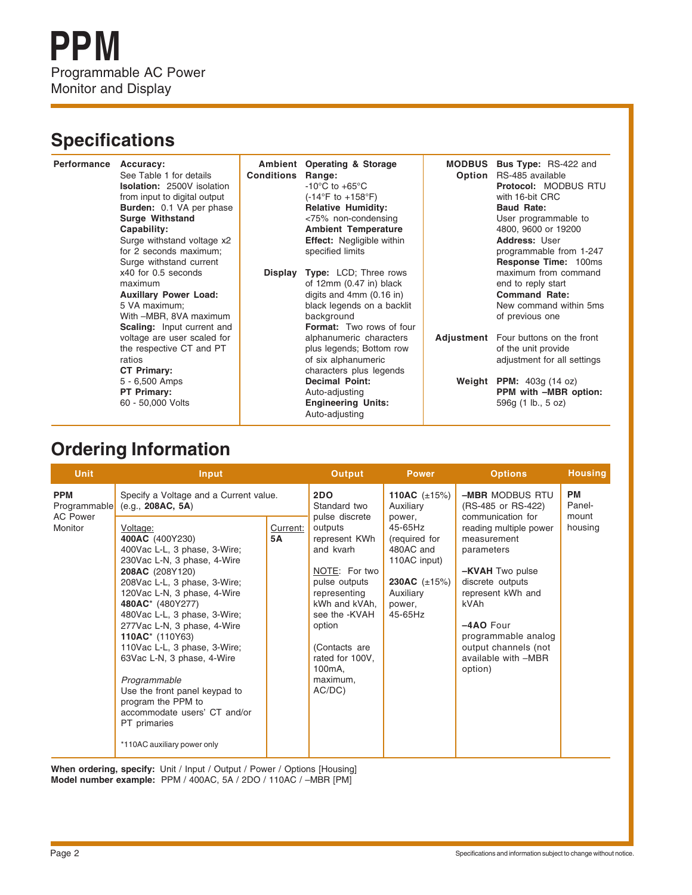# PPM

Programmable AC Power Monitor and Display

## Specifications

**Performance**

**Accuracy:** See Table 1 for details
**Isolation:** 2500V isolation from input to digital output
**Burden:** 0.1 VA per phase
**Surge Withstand Capability:** Surge withstand voltage x2 for 2 seconds maximum; Surge withstand current x40 for 0.5 seconds maximum
**Auxillary Power Load:** 5 VA maximum; With –MBR, 8VA maximum
**Scaling:** Input current and voltage are user scaled for the respective CT and PT ratios
**CT Primary:** 5 - 6,500 Amps
**PT Primary:** 60 - 50,000 Volts

**Ambient Conditions**

**Operating & Storage Range:** -10°C to +65°C (-14°F to +158°F)
**Relative Humidity:** <75% non-condensing
**Ambient Temperature Effect:** Negligible within specified limits

**Display**

**Type:** LCD; Three rows of 12mm (0.47 in) black digits and 4mm (0.16 in) black legends on a backlit background
**Format:** Two rows of four alphanumeric characters plus legends; Bottom row of six alphanumeric characters plus legends
**Decimal Point:** Auto-adjusting
**Engineering Units:** Auto-adjusting

**MODBUS Option**

**Bus Type:** RS-422 and RS-485 available
**Protocol:** MODBUS RTU with 16-bit CRC
**Baud Rate:** User programmable to 4800, 9600 or 19200
**Address:** User programmable from 1-247
**Response Time:** 100ms maximum from command end to reply start
**Command Rate:** New command within 5ms of previous one

**Adjustment**

Four buttons on the front of the unit provide adjustment for all settings

**Weight**

**PPM:** 403g (14 oz)
**PPM with –MBR option:** 596g (1 lb., 5 oz)

## Ordering Information

| Unit | Input | | Output | Power | Options | Housing |
|---|---|---|---|---|---|---|
| **PPM** Programmable AC Power Monitor | Specify a Voltage and a Current value. (e.g., **208AC, 5A**) | | **2DO** Standard two pulse discrete outputs represent KWh and kvarh<br><br>NOTE: For two pulse outputs representing kWh and kVAh, see the -KVAH option<br><br>(Contacts are rated for 100V, 100mA, maximum, AC/DC) | **110AC** (±15%) Auxiliary power, 45-65Hz (required for 480AC and 110AC input)<br><br>**230AC** (±15%) Auxiliary power, 45-65Hz | **–MBR** MODBUS RTU (RS-485 or RS-422) communication for reading multiple power measurement parameters<br><br>**–KVAH** Two pulse discrete outputs represent kWh and kVAh<br><br>**–4AO** Four programmable analog output channels (not available with –MBR option) | **PM** Panel-mount housing |
| | Voltage:<br>**400AC** (400Y230) 400Vac L-L, 3 phase, 3-Wire; 230Vac L-N, 3 phase, 4-Wire<br>**208AC** (208Y120) 208Vac L-L, 3 phase, 3-Wire; 120Vac L-N, 3 phase, 4-Wire<br>**480AC*** (480Y277) 480Vac L-L, 3 phase, 3-Wire; 277Vac L-N, 3 phase, 4-Wire<br>**110AC*** (110Y63) 110Vac L-L, 3 phase, 3-Wire; 63Vac L-N, 3 phase, 4-Wire<br><br>*Programmable*<br>Use the front panel keypad to program the PPM to accommodate users' CT and/or PT primaries<br><br>*110AC auxiliary power only | Current:<br>**5A** | | | | |

**When ordering, specify:** Unit / Input / Output / Power / Options [Housing]
**Model number example:** PPM / 400AC, 5A / 2DO / 110AC / –MBR [PM]

Specifications and information subject to change without notice.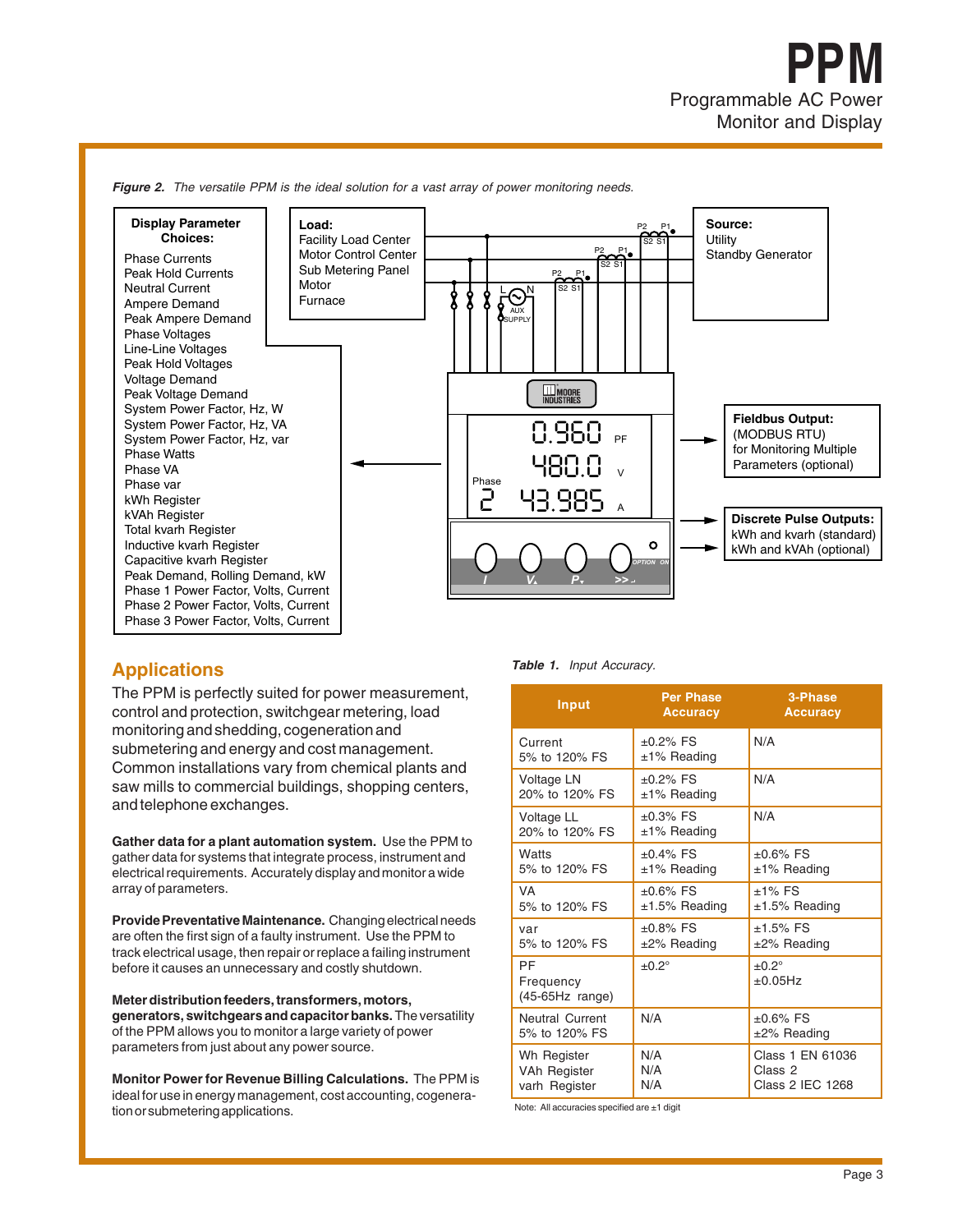*Figure 2. The versatile PPM is the ideal solution for a vast array of power monitoring needs.*

**Display Parameter Choices:**

Phase Currents
Peak Hold Currents
Neutral Current
Ampere Demand
Peak Ampere Demand
Phase Voltages
Line-Line Voltages
Peak Hold Voltages
Voltage Demand
Peak Voltage Demand
System Power Factor, Hz, W
System Power Factor, Hz, VA
System Power Factor, Hz, var
Phase Watts
Phase VA
Phase var
kWh Register
kVAh Register
Total kvarh Register
Inductive kvarh Register
Capacitive kvarh Register
Peak Demand, Rolling Demand, kW
Phase 1 Power Factor, Volts, Current
Phase 2 Power Factor, Volts, Current
Phase 3 Power Factor, Volts, Current

**Load:**
Facility Load Center
Motor Control Center
Sub Metering Panel
Motor
Furnace

**Source:**
Utility
Standby Generator

**Fieldbus Output:**
(MODBUS RTU)
for Monitoring Multiple Parameters (optional)

**Discrete Pulse Outputs:**
kWh and kvarh (standard)
kWh and kVAh (optional)

## Applications

The PPM is perfectly suited for power measurement, control and protection, switchgear metering, load monitoring and shedding, cogeneration and submetering and energy and cost management. Common installations vary from chemical plants and saw mills to commercial buildings, shopping centers, and telephone exchanges.

**Gather data for a plant automation system.** Use the PPM to gather data for systems that integrate process, instrument and electrical requirements. Accurately display and monitor a wide array of parameters.

**Provide Preventative Maintenance.** Changing electrical needs are often the first sign of a faulty instrument. Use the PPM to track electrical usage, then repair or replace a failing instrument before it causes an unnecessary and costly shutdown.

**Meter distribution feeders, transformers, motors, generators, switchgears and capacitor banks.** The versatility of the PPM allows you to monitor a large variety of power parameters from just about any power source.

**Monitor Power for Revenue Billing Calculations.** The PPM is ideal for use in energy management, cost accounting, cogeneration or submetering applications.

***Table 1.** Input Accuracy.*

| Input | Per Phase Accuracy | 3-Phase Accuracy |
|---|---|---|
| Current<br>5% to 120% FS | ±0.2% FS<br>±1% Reading | N/A |
| Voltage LN<br>20% to 120% FS | ±0.2% FS<br>±1% Reading | N/A |
| Voltage LL<br>20% to 120% FS | ±0.3% FS<br>±1% Reading | N/A |
| Watts<br>5% to 120% FS | ±0.4% FS<br>±1% Reading | ±0.6% FS<br>±1% Reading |
| VA<br>5% to 120% FS | ±0.6% FS<br>±1.5% Reading | ±1% FS<br>±1.5% Reading |
| var<br>5% to 120% FS | ±0.8% FS<br>±2% Reading | ±1.5% FS<br>±2% Reading |
| PF<br>Frequency<br>(45-65Hz range) | ±0.2° | ±0.2°<br>±0.05Hz |
| Neutral Current<br>5% to 120% FS | N/A | ±0.6% FS<br>±2% Reading |
| Wh Register<br>VAh Register<br>varh Register | N/A<br>N/A<br>N/A | Class 1 EN 61036<br>Class 2<br>Class 2 IEC 1268 |

Note: All accuracies specified are ±1 digit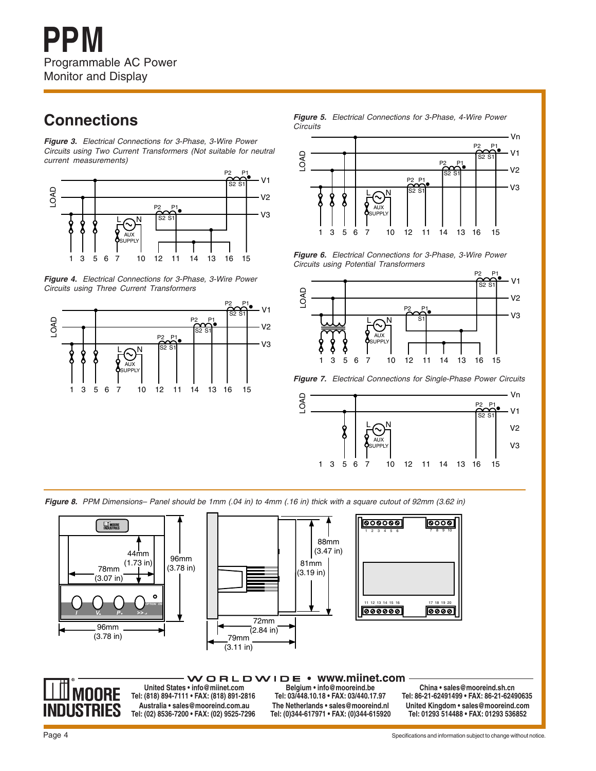## Connections

*Figure 3. Electrical Connections for 3-Phase, 3-Wire Power Circuits using Two Current Transformers (Not suitable for neutral current measurements)*

LOAD
V1
V2
V3
P2 P1
S2 S1
L N
AUX SUPPLY
1 3 5 6 7 10 12 11 14 13 16 15

*Figure 4. Electrical Connections for 3-Phase, 3-Wire Power Circuits using Three Current Transformers*

LOAD
V1
V2
V3
P2 P1
S2 S1
L N
AUX SUPPLY
1 3 5 6 7 10 12 11 14 13 16 15

*Figure 5. Electrical Connections for 3-Phase, 4-Wire Power Circuits*

LOAD
Vn
V1
V2
V3
P2 P1
S2 S1
L N
AUX SUPPLY
1 3 5 6 7 10 12 11 14 13 16 15

*Figure 6. Electrical Connections for 3-Phase, 3-Wire Power Circuits using Potential Transformers*

LOAD
V1
V2
V3
P2 P1
S2 S1
L N
AUX SUPPLY
1 3 5 6 7 10 12 11 14 13 16 15

*Figure 7. Electrical Connections for Single-Phase Power Circuits*

LOAD
Vn
V1
V2
V3
P2 P1
S2 S1
L N
AUX SUPPLY
1 3 5 6 7 10 12 11 14 13 16 15

*Figure 8. PPM Dimensions– Panel should be 1mm (.04 in) to 4mm (.16 in) thick with a square cutout of 92mm (3.62 in)*

44mm (1.73 in)
78mm (3.07 in)
96mm (3.78 in)
96mm (3.78 in)
88mm (3.47 in)
81mm (3.19 in)
72mm (2.84 in)
79mm (3.11 in)
1 2 3 4 5 6
7 8 9 10
11 12 13 14 15 16
17 18 19 20

**WORLDWIDE • www.miinet.com**

**United States • info@miinet.com**
**Tel: (818) 894-7111 • FAX: (818) 891-2816**
**Australia • sales@mooreind.com.au**
**Tel: (02) 8536-7200 • FAX: (02) 9525-7296**

**Belgium • info@mooreind.be**
**Tel: 03/448.10.18 • FAX: 03/440.17.97**
**The Netherlands • sales@mooreind.nl**
**Tel: (0)344-617971 • FAX: (0)344-615920**

**China • sales@mooreind.sh.cn**
**Tel: 86-21-62491499 • FAX: 86-21-62490635**
**United Kingdom • sales@mooreind.com**
**Tel: 01293 514488 • FAX: 01293 536852**

Specifications and information subject to change without notice.